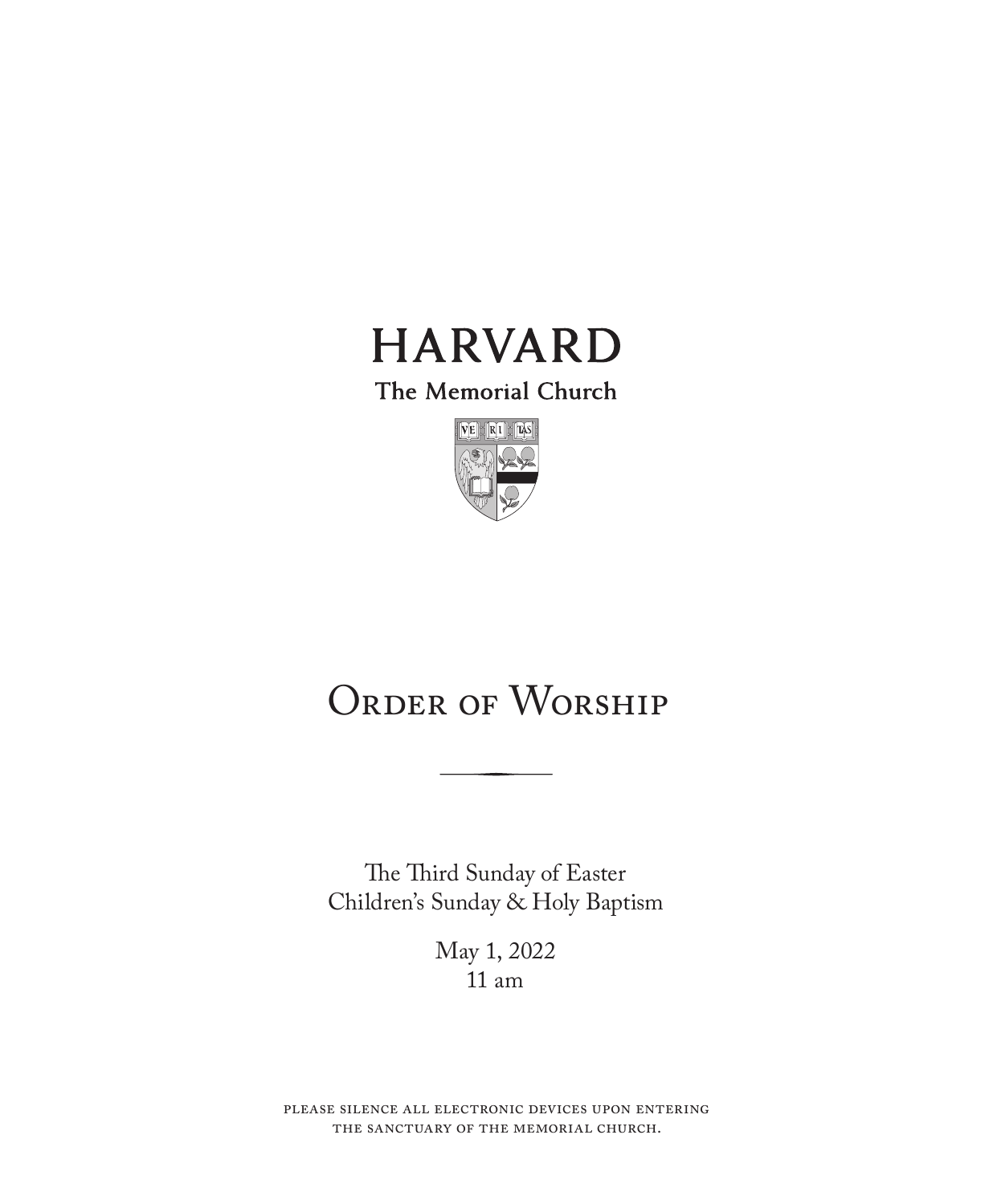# HARVARD

The Memorial Church

# Order of Worship

The Third Sunday of Easter
Children's Sunday & Holy Baptism

May 1, 2022
11 am

please silence all electronic devices upon entering the sanctuary of the memorial church.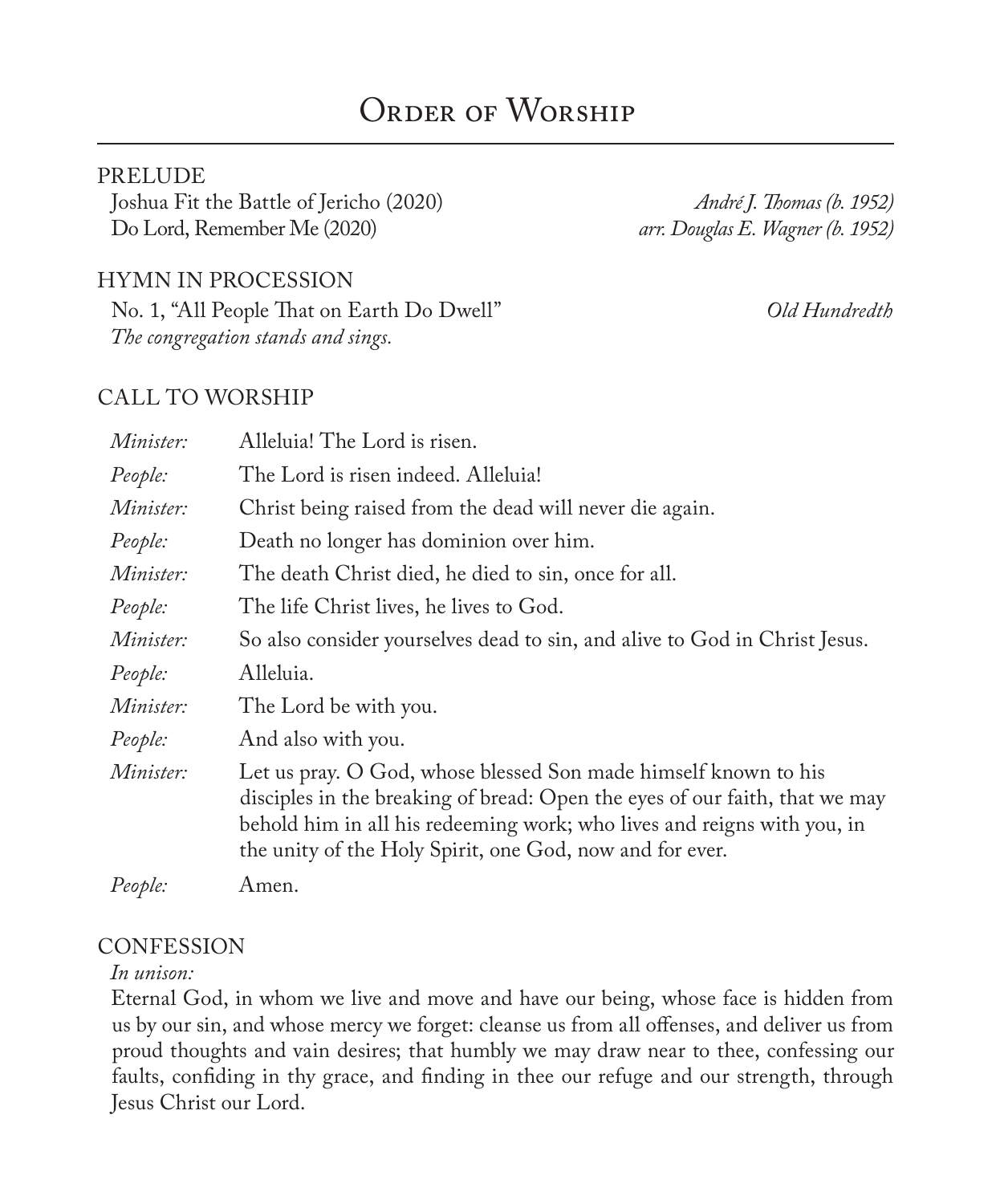# Order of Worship

PRELUDE

Joshua Fit the Battle of Jericho (2020) — *André J. Thomas (b. 1952)*
Do Lord, Remember Me (2020) — *arr. Douglas E. Wagner (b. 1952)*

HYMN IN PROCESSION

No. 1, "All People That on Earth Do Dwell" — *Old Hundredth*
*The congregation stands and sings.*

CALL TO WORSHIP

*Minister:* Alleluia! The Lord is risen.

*People:* The Lord is risen indeed. Alleluia!

*Minister:* Christ being raised from the dead will never die again.

*People:* Death no longer has dominion over him.

*Minister:* The death Christ died, he died to sin, once for all.

*People:* The life Christ lives, he lives to God.

*Minister:* So also consider yourselves dead to sin, and alive to God in Christ Jesus.

*People:* Alleluia.

*Minister:* The Lord be with you.

*People:* And also with you.

*Minister:* Let us pray. O God, whose blessed Son made himself known to his disciples in the breaking of bread: Open the eyes of our faith, that we may behold him in all his redeeming work; who lives and reigns with you, in the unity of the Holy Spirit, one God, now and for ever.

*People:* Amen.

CONFESSION

*In unison:*

Eternal God, in whom we live and move and have our being, whose face is hidden from us by our sin, and whose mercy we forget: cleanse us from all offenses, and deliver us from proud thoughts and vain desires; that humbly we may draw near to thee, confessing our faults, confiding in thy grace, and finding in thee our refuge and our strength, through Jesus Christ our Lord.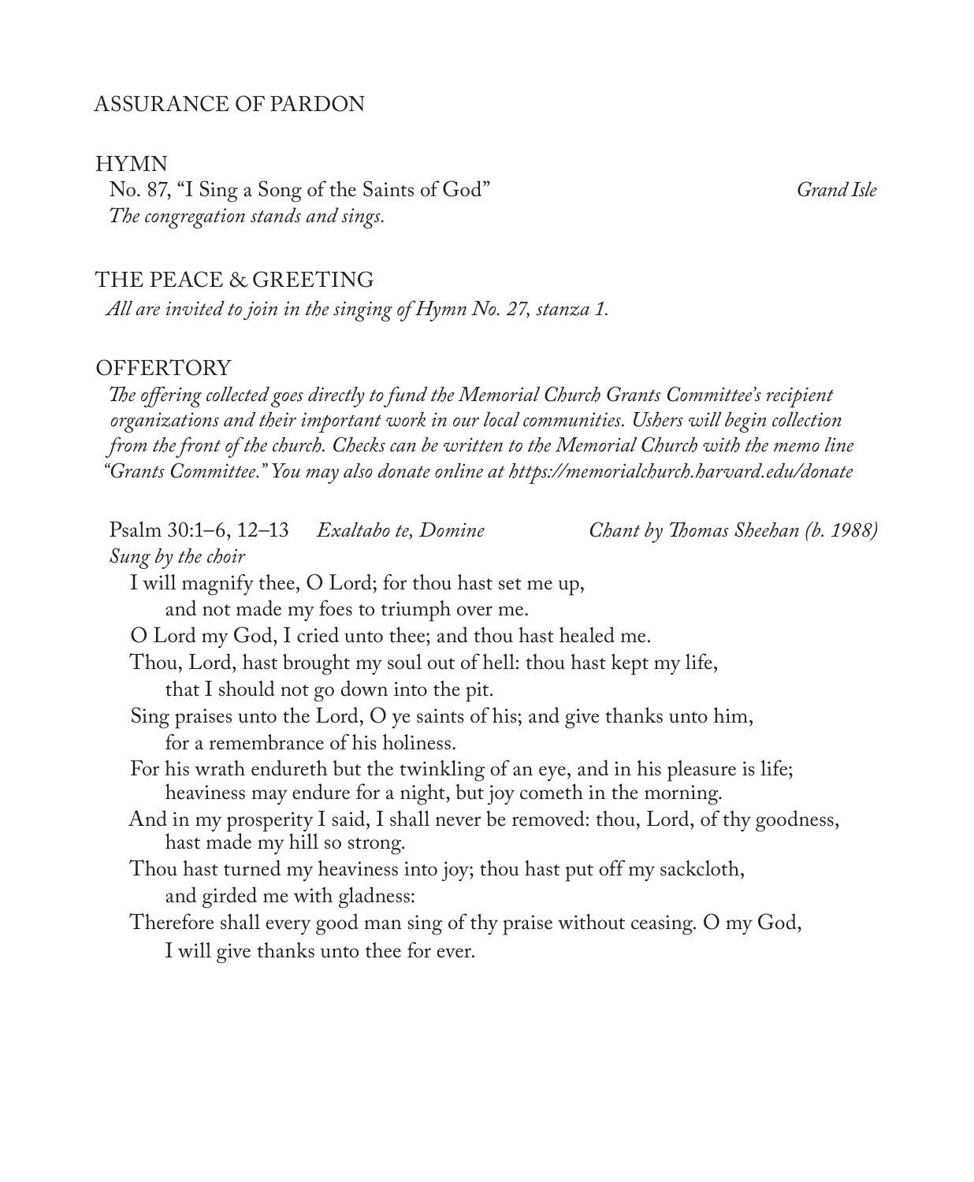## ASSURANCE OF PARDON

## HYMN

No. 87, "I Sing a Song of the Saints of God" *Grand Isle*

*The congregation stands and sings.*

## THE PEACE & GREETING

*All are invited to join in the singing of Hymn No. 27, stanza 1.*

## OFFERTORY

*The offering collected goes directly to fund the Memorial Church Grants Committee's recipient organizations and their important work in our local communities. Ushers will begin collection from the front of the church. Checks can be written to the Memorial Church with the memo line "Grants Committee." You may also donate online at https://memorialchurch.harvard.edu/donate*

Psalm 30:1–6, 12–13 *Exaltabo te, Domine* *Chant by Thomas Sheehan (b. 1988)*

*Sung by the choir*

I will magnify thee, O Lord; for thou hast set me up,
and not made my foes to triumph over me.
O Lord my God, I cried unto thee; and thou hast healed me.
Thou, Lord, hast brought my soul out of hell: thou hast kept my life,
that I should not go down into the pit.
Sing praises unto the Lord, O ye saints of his; and give thanks unto him,
for a remembrance of his holiness.
For his wrath endureth but the twinkling of an eye, and in his pleasure is life;
heaviness may endure for a night, but joy cometh in the morning.
And in my prosperity I said, I shall never be removed: thou, Lord, of thy goodness,
hast made my hill so strong.
Thou hast turned my heaviness into joy; thou hast put off my sackcloth,
and girded me with gladness:
Therefore shall every good man sing of thy praise without ceasing. O my God,
I will give thanks unto thee for ever.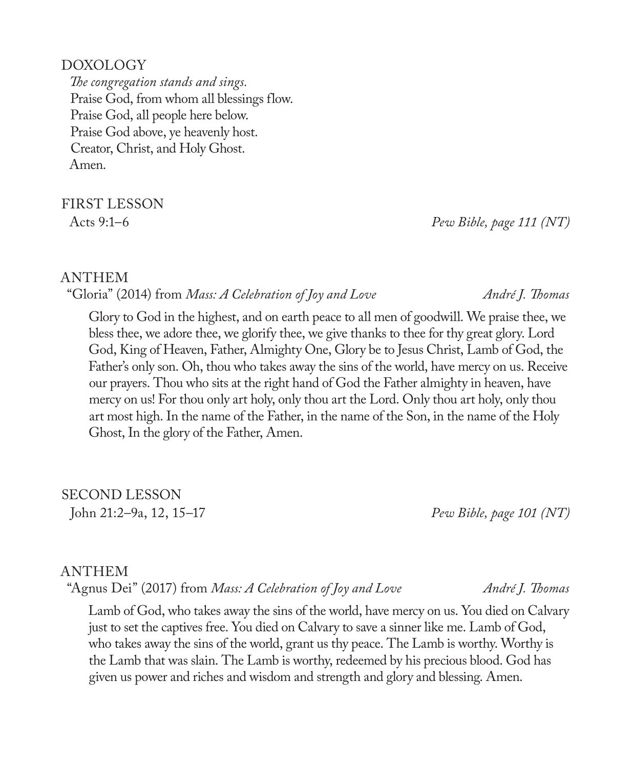## DOXOLOGY

*The congregation stands and sings.*

Praise God, from whom all blessings flow.
Praise God, all people here below.
Praise God above, ye heavenly host.
Creator, Christ, and Holy Ghost.
Amen.

## FIRST LESSON

Acts 9:1–6 *Pew Bible, page 111 (NT)*

## ANTHEM

"Gloria" (2014) from *Mass: A Celebration of Joy and Love* *André J. Thomas*

Glory to God in the highest, and on earth peace to all men of goodwill. We praise thee, we bless thee, we adore thee, we glorify thee, we give thanks to thee for thy great glory. Lord God, King of Heaven, Father, Almighty One, Glory be to Jesus Christ, Lamb of God, the Father's only son. Oh, thou who takes away the sins of the world, have mercy on us. Receive our prayers. Thou who sits at the right hand of God the Father almighty in heaven, have mercy on us! For thou only art holy, only thou art the Lord. Only thou art holy, only thou art most high. In the name of the Father, in the name of the Son, in the name of the Holy Ghost, In the glory of the Father, Amen.

## SECOND LESSON

John 21:2–9a, 12, 15–17 *Pew Bible, page 101 (NT)*

## ANTHEM

"Agnus Dei" (2017) from *Mass: A Celebration of Joy and Love* *André J. Thomas*

Lamb of God, who takes away the sins of the world, have mercy on us. You died on Calvary just to set the captives free. You died on Calvary to save a sinner like me. Lamb of God, who takes away the sins of the world, grant us thy peace. The Lamb is worthy. Worthy is the Lamb that was slain. The Lamb is worthy, redeemed by his precious blood. God has given us power and riches and wisdom and strength and glory and blessing. Amen.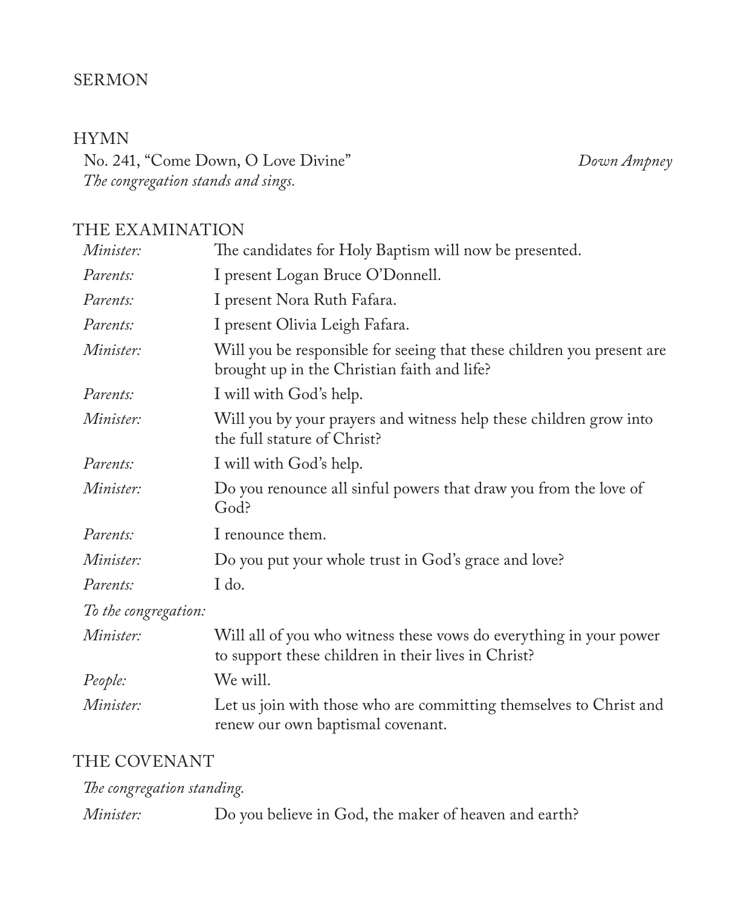## SERMON

## HYMN

No. 241, "Come Down, O Love Divine" *Down Ampney*

*The congregation stands and sings.*

## THE EXAMINATION

| | |
|---|---|
| *Minister:* | The candidates for Holy Baptism will now be presented. |
| *Parents:* | I present Logan Bruce O'Donnell. |
| *Parents:* | I present Nora Ruth Fafara. |
| *Parents:* | I present Olivia Leigh Fafara. |
| *Minister:* | Will you be responsible for seeing that these children you present are brought up in the Christian faith and life? |
| *Parents:* | I will with God's help. |
| *Minister:* | Will you by your prayers and witness help these children grow into the full stature of Christ? |
| *Parents:* | I will with God's help. |
| *Minister:* | Do you renounce all sinful powers that draw you from the love of God? |
| *Parents:* | I renounce them. |
| *Minister:* | Do you put your whole trust in God's grace and love? |
| *Parents:* | I do. |

*To the congregation:*

| | |
|---|---|
| *Minister:* | Will all of you who witness these vows do everything in your power to support these children in their lives in Christ? |
| *People:* | We will. |
| *Minister:* | Let us join with those who are committing themselves to Christ and renew our own baptismal covenant. |

## THE COVENANT

*The congregation standing.*

| | |
|---|---|
| *Minister:* | Do you believe in God, the maker of heaven and earth? |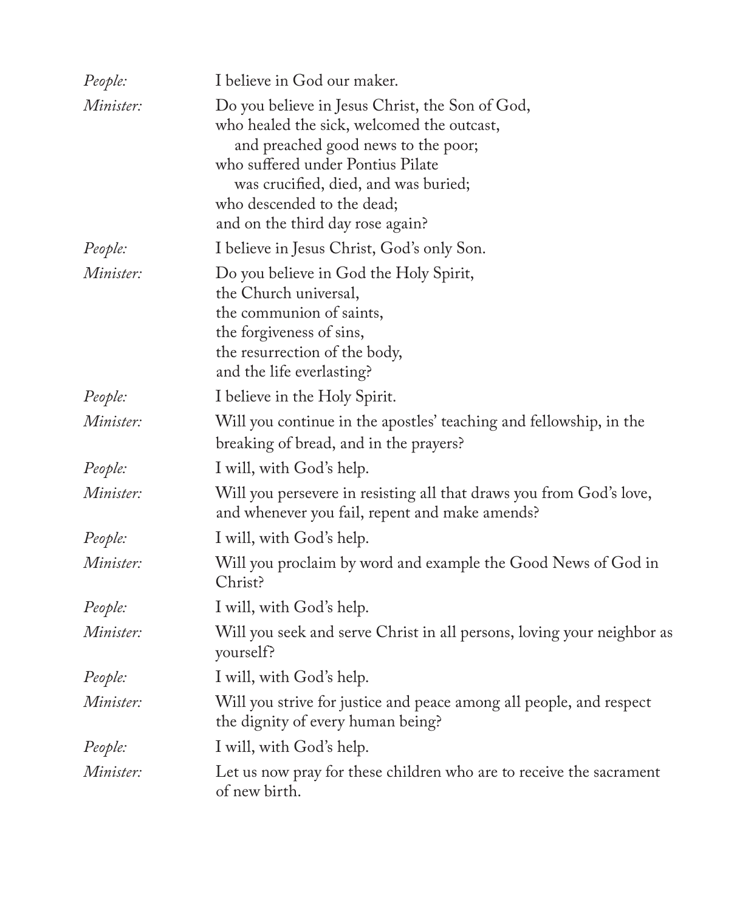*People:* I believe in God our maker.

*Minister:* Do you believe in Jesus Christ, the Son of God,
who healed the sick, welcomed the outcast,
and preached good news to the poor;
who suffered under Pontius Pilate
was crucified, died, and was buried;
who descended to the dead;
and on the third day rose again?

*People:* I believe in Jesus Christ, God's only Son.

*Minister:* Do you believe in God the Holy Spirit,
the Church universal,
the communion of saints,
the forgiveness of sins,
the resurrection of the body,
and the life everlasting?

*People:* I believe in the Holy Spirit.

*Minister:* Will you continue in the apostles' teaching and fellowship, in the breaking of bread, and in the prayers?

*People:* I will, with God's help.

*Minister:* Will you persevere in resisting all that draws you from God's love, and whenever you fail, repent and make amends?

*People:* I will, with God's help.

*Minister:* Will you proclaim by word and example the Good News of God in Christ?

*People:* I will, with God's help.

*Minister:* Will you seek and serve Christ in all persons, loving your neighbor as yourself?

*People:* I will, with God's help.

*Minister:* Will you strive for justice and peace among all people, and respect the dignity of every human being?

*People:* I will, with God's help.

*Minister:* Let us now pray for these children who are to receive the sacrament of new birth.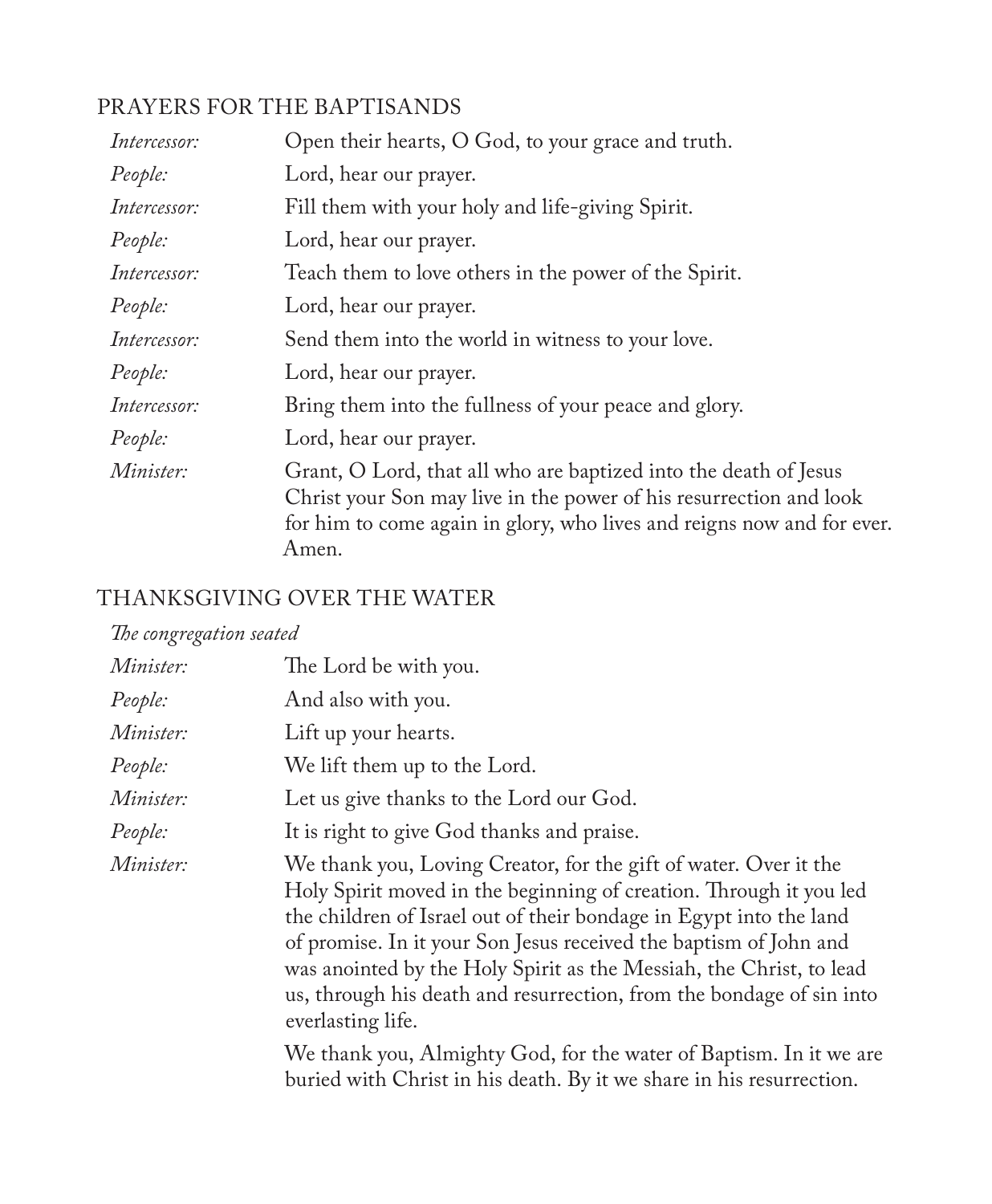## PRAYERS FOR THE BAPTISANDS

*Intercessor:* Open their hearts, O God, to your grace and truth.

*People:* Lord, hear our prayer.

*Intercessor:* Fill them with your holy and life-giving Spirit.

*People:* Lord, hear our prayer.

*Intercessor:* Teach them to love others in the power of the Spirit.

*People:* Lord, hear our prayer.

*Intercessor:* Send them into the world in witness to your love.

*People:* Lord, hear our prayer.

*Intercessor:* Bring them into the fullness of your peace and glory.

*People:* Lord, hear our prayer.

*Minister:* Grant, O Lord, that all who are baptized into the death of Jesus Christ your Son may live in the power of his resurrection and look for him to come again in glory, who lives and reigns now and for ever. Amen.

## THANKSGIVING OVER THE WATER

*The congregation seated*

*Minister:* The Lord be with you.

*People:* And also with you.

*Minister:* Lift up your hearts.

*People:* We lift them up to the Lord.

*Minister:* Let us give thanks to the Lord our God.

*People:* It is right to give God thanks and praise.

*Minister:* We thank you, Loving Creator, for the gift of water. Over it the Holy Spirit moved in the beginning of creation. Through it you led the children of Israel out of their bondage in Egypt into the land of promise. In it your Son Jesus received the baptism of John and was anointed by the Holy Spirit as the Messiah, the Christ, to lead us, through his death and resurrection, from the bondage of sin into everlasting life.

We thank you, Almighty God, for the water of Baptism. In it we are buried with Christ in his death. By it we share in his resurrection.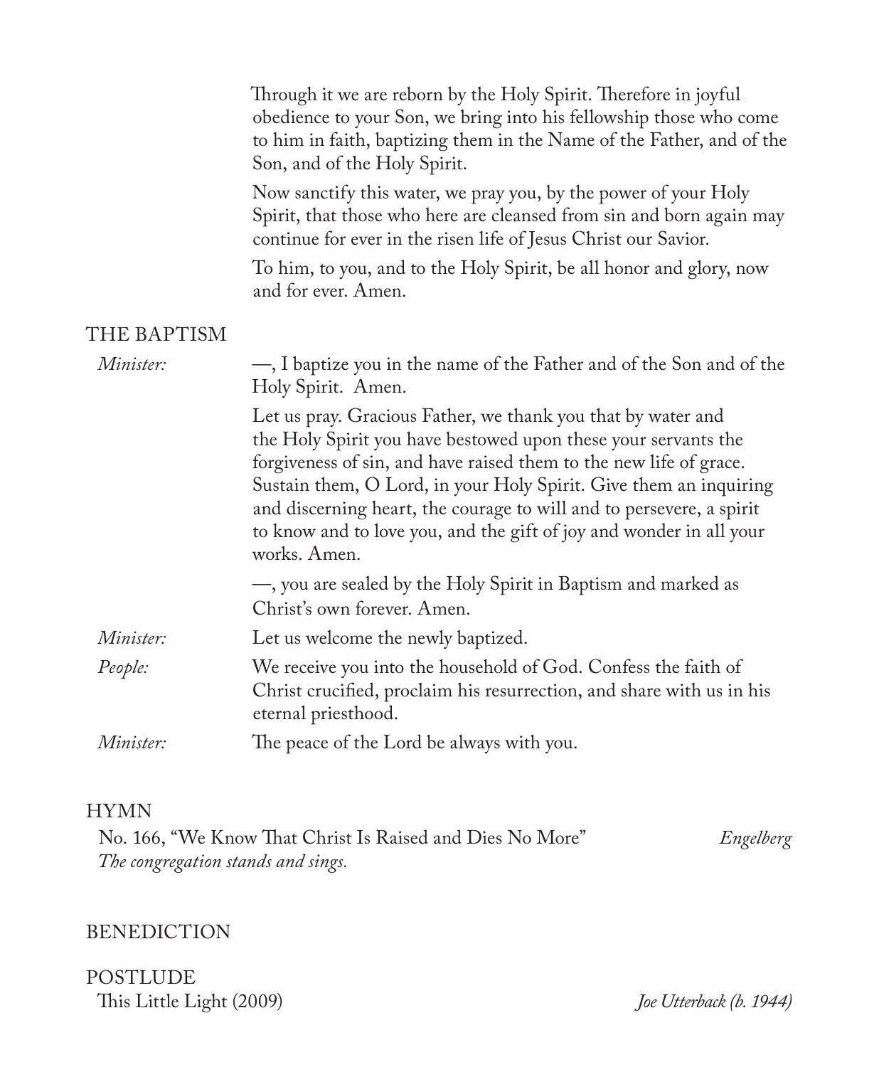Through it we are reborn by the Holy Spirit. Therefore in joyful obedience to your Son, we bring into his fellowship those who come to him in faith, baptizing them in the Name of the Father, and of the Son, and of the Holy Spirit.

Now sanctify this water, we pray you, by the power of your Holy Spirit, that those who here are cleansed from sin and born again may continue for ever in the risen life of Jesus Christ our Savior.

To him, to you, and to the Holy Spirit, be all honor and glory, now and for ever. Amen.

## THE BAPTISM

*Minister:* —, I baptize you in the name of the Father and of the Son and of the Holy Spirit. Amen.

Let us pray. Gracious Father, we thank you that by water and the Holy Spirit you have bestowed upon these your servants the forgiveness of sin, and have raised them to the new life of grace. Sustain them, O Lord, in your Holy Spirit. Give them an inquiring and discerning heart, the courage to will and to persevere, a spirit to know and to love you, and the gift of joy and wonder in all your works. Amen.

—, you are sealed by the Holy Spirit in Baptism and marked as Christ's own forever. Amen.

*Minister:* Let us welcome the newly baptized.

*People:* We receive you into the household of God. Confess the faith of Christ crucified, proclaim his resurrection, and share with us in his eternal priesthood.

*Minister:* The peace of the Lord be always with you.

## HYMN

No. 166, "We Know That Christ Is Raised and Dies No More" *Engelberg*

*The congregation stands and sings.*

## BENEDICTION

## POSTLUDE

This Little Light (2009) *Joe Utterback (b. 1944)*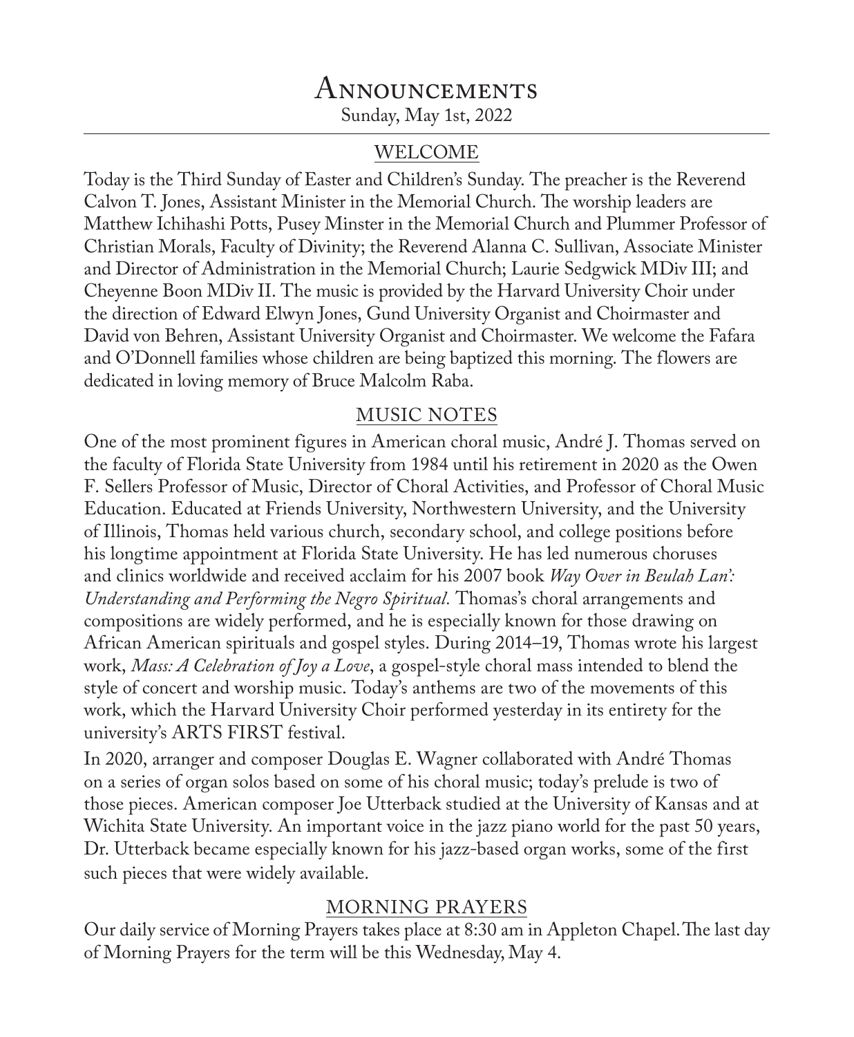# Announcements

Sunday, May 1st, 2022

## WELCOME

Today is the Third Sunday of Easter and Children's Sunday. The preacher is the Reverend Calvon T. Jones, Assistant Minister in the Memorial Church. The worship leaders are Matthew Ichihashi Potts, Pusey Minster in the Memorial Church and Plummer Professor of Christian Morals, Faculty of Divinity; the Reverend Alanna C. Sullivan, Associate Minister and Director of Administration in the Memorial Church; Laurie Sedgwick MDiv III; and Cheyenne Boon MDiv II. The music is provided by the Harvard University Choir under the direction of Edward Elwyn Jones, Gund University Organist and Choirmaster and David von Behren, Assistant University Organist and Choirmaster. We welcome the Fafara and O'Donnell families whose children are being baptized this morning. The flowers are dedicated in loving memory of Bruce Malcolm Raba.

## MUSIC NOTES

One of the most prominent figures in American choral music, André J. Thomas served on the faculty of Florida State University from 1984 until his retirement in 2020 as the Owen F. Sellers Professor of Music, Director of Choral Activities, and Professor of Choral Music Education. Educated at Friends University, Northwestern University, and the University of Illinois, Thomas held various church, secondary school, and college positions before his longtime appointment at Florida State University. He has led numerous choruses and clinics worldwide and received acclaim for his 2007 book *Way Over in Beulah Lan': Understanding and Performing the Negro Spiritual.* Thomas's choral arrangements and compositions are widely performed, and he is especially known for those drawing on African American spirituals and gospel styles. During 2014–19, Thomas wrote his largest work, *Mass: A Celebration of Joy a Love*, a gospel-style choral mass intended to blend the style of concert and worship music. Today's anthems are two of the movements of this work, which the Harvard University Choir performed yesterday in its entirety for the university's ARTS FIRST festival.

In 2020, arranger and composer Douglas E. Wagner collaborated with André Thomas on a series of organ solos based on some of his choral music; today's prelude is two of those pieces. American composer Joe Utterback studied at the University of Kansas and at Wichita State University. An important voice in the jazz piano world for the past 50 years, Dr. Utterback became especially known for his jazz-based organ works, some of the first such pieces that were widely available.

## MORNING PRAYERS

Our daily service of Morning Prayers takes place at 8:30 am in Appleton Chapel. The last day of Morning Prayers for the term will be this Wednesday, May 4.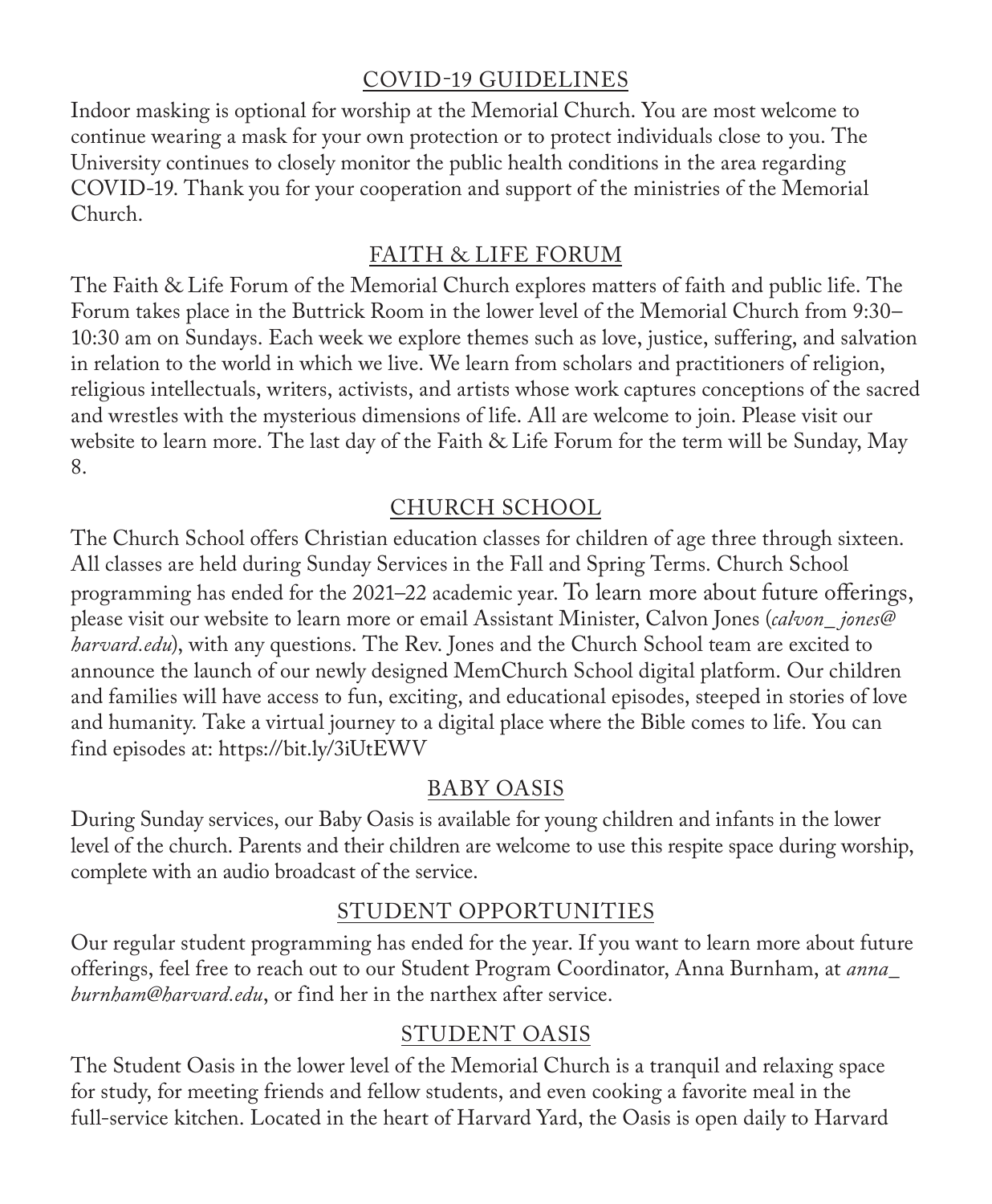## COVID-19 GUIDELINES

Indoor masking is optional for worship at the Memorial Church. You are most welcome to continue wearing a mask for your own protection or to protect individuals close to you. The University continues to closely monitor the public health conditions in the area regarding COVID-19. Thank you for your cooperation and support of the ministries of the Memorial Church.

## FAITH & LIFE FORUM

The Faith & Life Forum of the Memorial Church explores matters of faith and public life. The Forum takes place in the Buttrick Room in the lower level of the Memorial Church from 9:30–10:30 am on Sundays. Each week we explore themes such as love, justice, suffering, and salvation in relation to the world in which we live. We learn from scholars and practitioners of religion, religious intellectuals, writers, activists, and artists whose work captures conceptions of the sacred and wrestles with the mysterious dimensions of life. All are welcome to join. Please visit our website to learn more. The last day of the Faith & Life Forum for the term will be Sunday, May 8.

## CHURCH SCHOOL

The Church School offers Christian education classes for children of age three through sixteen. All classes are held during Sunday Services in the Fall and Spring Terms. Church School programming has ended for the 2021–22 academic year. To learn more about future offerings, please visit our website to learn more or email Assistant Minister, Calvon Jones (*calvon_jones@harvard.edu*), with any questions. The Rev. Jones and the Church School team are excited to announce the launch of our newly designed MemChurch School digital platform. Our children and families will have access to fun, exciting, and educational episodes, steeped in stories of love and humanity. Take a virtual journey to a digital place where the Bible comes to life. You can find episodes at: https://bit.ly/3iUtEWV

## BABY OASIS

During Sunday services, our Baby Oasis is available for young children and infants in the lower level of the church. Parents and their children are welcome to use this respite space during worship, complete with an audio broadcast of the service.

## STUDENT OPPORTUNITIES

Our regular student programming has ended for the year. If you want to learn more about future offerings, feel free to reach out to our Student Program Coordinator, Anna Burnham, at *anna_burnham@harvard.edu*, or find her in the narthex after service.

## STUDENT OASIS

The Student Oasis in the lower level of the Memorial Church is a tranquil and relaxing space for study, for meeting friends and fellow students, and even cooking a favorite meal in the full-service kitchen. Located in the heart of Harvard Yard, the Oasis is open daily to Harvard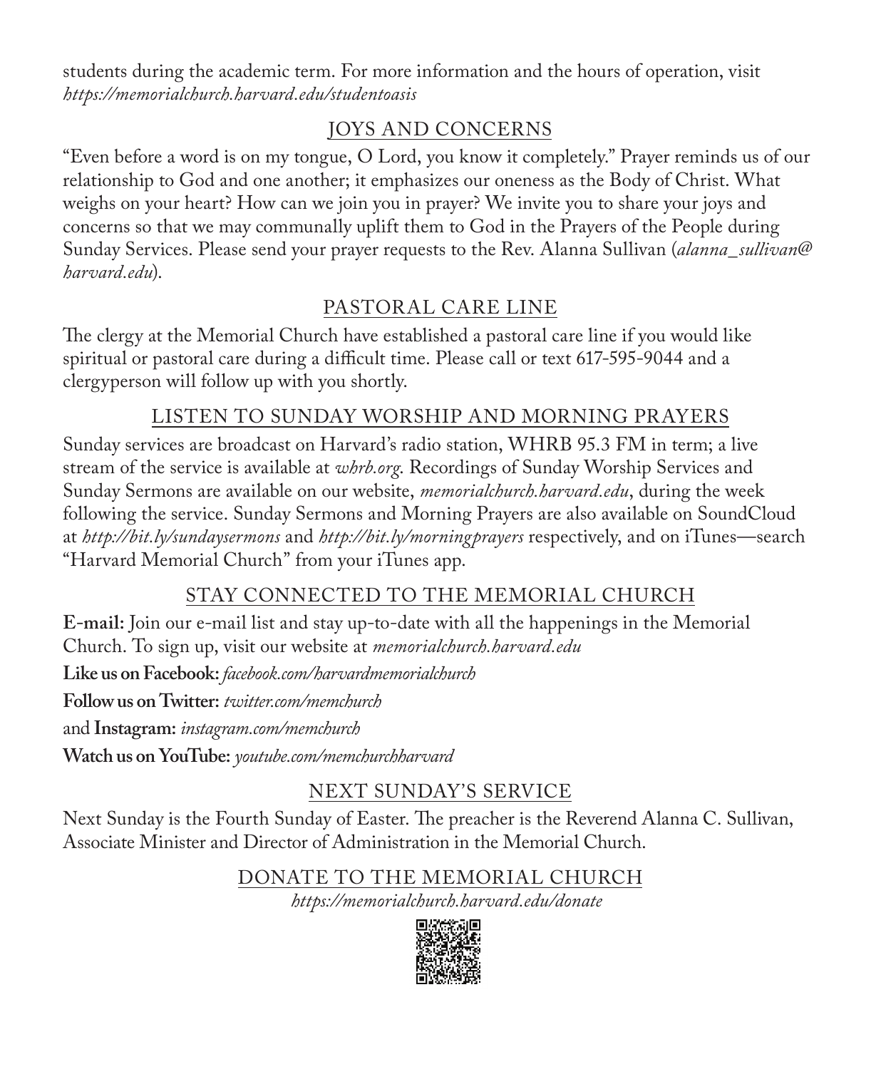students during the academic term. For more information and the hours of operation, visit *https://memorialchurch.harvard.edu/studentoasis*

## JOYS AND CONCERNS

"Even before a word is on my tongue, O Lord, you know it completely." Prayer reminds us of our relationship to God and one another; it emphasizes our oneness as the Body of Christ. What weighs on your heart? How can we join you in prayer? We invite you to share your joys and concerns so that we may communally uplift them to God in the Prayers of the People during Sunday Services. Please send your prayer requests to the Rev. Alanna Sullivan (*alanna_sullivan@harvard.edu*).

## PASTORAL CARE LINE

The clergy at the Memorial Church have established a pastoral care line if you would like spiritual or pastoral care during a difficult time. Please call or text 617-595-9044 and a clergyperson will follow up with you shortly.

## LISTEN TO SUNDAY WORSHIP AND MORNING PRAYERS

Sunday services are broadcast on Harvard's radio station, WHRB 95.3 FM in term; a live stream of the service is available at *whrb.org*. Recordings of Sunday Worship Services and Sunday Sermons are available on our website, *memorialchurch.harvard.edu*, during the week following the service. Sunday Sermons and Morning Prayers are also available on SoundCloud at *http://bit.ly/sundaysermons* and *http://bit.ly/morningprayers* respectively, and on iTunes—search "Harvard Memorial Church" from your iTunes app.

## STAY CONNECTED TO THE MEMORIAL CHURCH

**E-mail:** Join our e-mail list and stay up-to-date with all the happenings in the Memorial Church. To sign up, visit our website at *memorialchurch.harvard.edu*

**Like us on Facebook:** *facebook.com/harvardmemorialchurch*

**Follow us on Twitter:** *twitter.com/memchurch*

and **Instagram:** *instagram.com/memchurch*

**Watch us on YouTube:** *youtube.com/memchurchharvard*

## NEXT SUNDAY'S SERVICE

Next Sunday is the Fourth Sunday of Easter. The preacher is the Reverend Alanna C. Sullivan, Associate Minister and Director of Administration in the Memorial Church.

## DONATE TO THE MEMORIAL CHURCH

*https://memorialchurch.harvard.edu/donate*